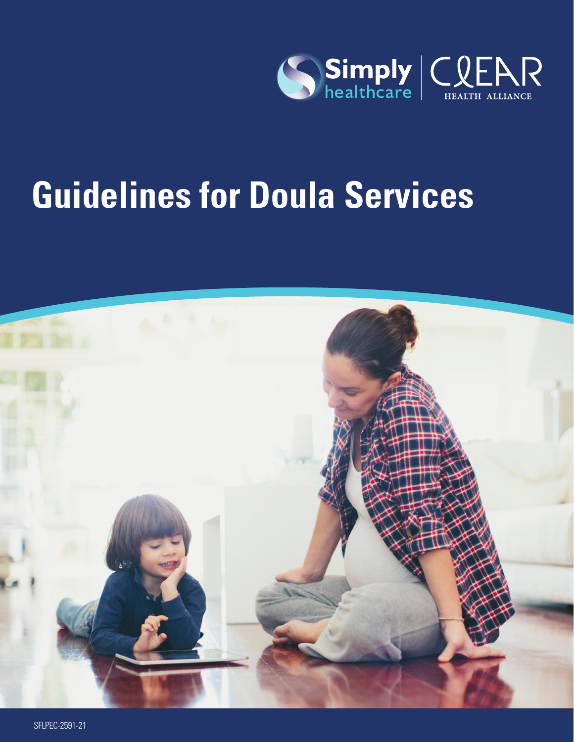Simply healthcare | CLEAR HEALTH ALLIANCE

# Guidelines for Doula Services

SFLPEC-2591-21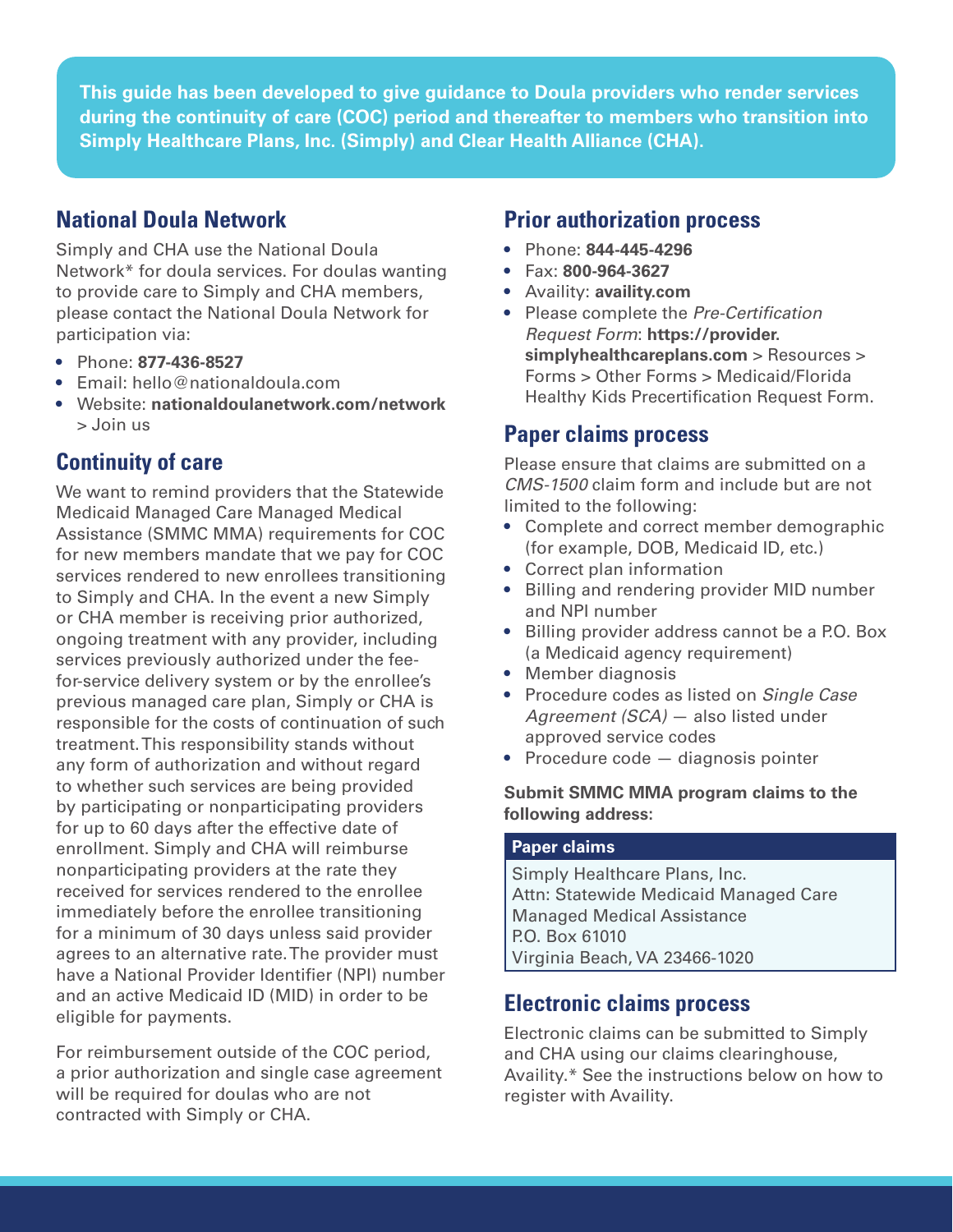**This guide has been developed to give guidance to Doula providers who render services during the continuity of care (COC) period and thereafter to members who transition into Simply Healthcare Plans, Inc. (Simply) and Clear Health Alliance (CHA).**

## National Doula Network

Simply and CHA use the National Doula Network* for doula services. For doulas wanting to provide care to Simply and CHA members, please contact the National Doula Network for participation via:

- Phone: **877-436-8527**
- Email: hello@nationaldoula.com
- Website: **nationaldoulanetwork.com/network** > Join us

## Continuity of care

We want to remind providers that the Statewide Medicaid Managed Care Managed Medical Assistance (SMMC MMA) requirements for COC for new members mandate that we pay for COC services rendered to new enrollees transitioning to Simply and CHA. In the event a new Simply or CHA member is receiving prior authorized, ongoing treatment with any provider, including services previously authorized under the fee-for-service delivery system or by the enrollee's previous managed care plan, Simply or CHA is responsible for the costs of continuation of such treatment. This responsibility stands without any form of authorization and without regard to whether such services are being provided by participating or nonparticipating providers for up to 60 days after the effective date of enrollment. Simply and CHA will reimburse nonparticipating providers at the rate they received for services rendered to the enrollee immediately before the enrollee transitioning for a minimum of 30 days unless said provider agrees to an alternative rate. The provider must have a National Provider Identifier (NPI) number and an active Medicaid ID (MID) in order to be eligible for payments.

For reimbursement outside of the COC period, a prior authorization and single case agreement will be required for doulas who are not contracted with Simply or CHA.

## Prior authorization process

- Phone: **844-445-4296**
- Fax: **800-964-3627**
- Availity: **availity.com**
- Please complete the *Pre-Certification Request Form*: **https://provider.simplyhealthcareplans.com** > Resources > Forms > Other Forms > Medicaid/Florida Healthy Kids Precertification Request Form.

## Paper claims process

Please ensure that claims are submitted on a *CMS-1500* claim form and include but are not limited to the following:

- Complete and correct member demographic (for example, DOB, Medicaid ID, etc.)
- Correct plan information
- Billing and rendering provider MID number and NPI number
- Billing provider address cannot be a P.O. Box (a Medicaid agency requirement)
- Member diagnosis
- Procedure codes as listed on *Single Case Agreement (SCA)* — also listed under approved service codes
- Procedure code — diagnosis pointer

**Submit SMMC MMA program claims to the following address:**

| Paper claims |
| --- |
| Simply Healthcare Plans, Inc.<br>Attn: Statewide Medicaid Managed Care Managed Medical Assistance<br>P.O. Box 61010<br>Virginia Beach, VA 23466-1020 |

## Electronic claims process

Electronic claims can be submitted to Simply and CHA using our claims clearinghouse, Availity.* See the instructions below on how to register with Availity.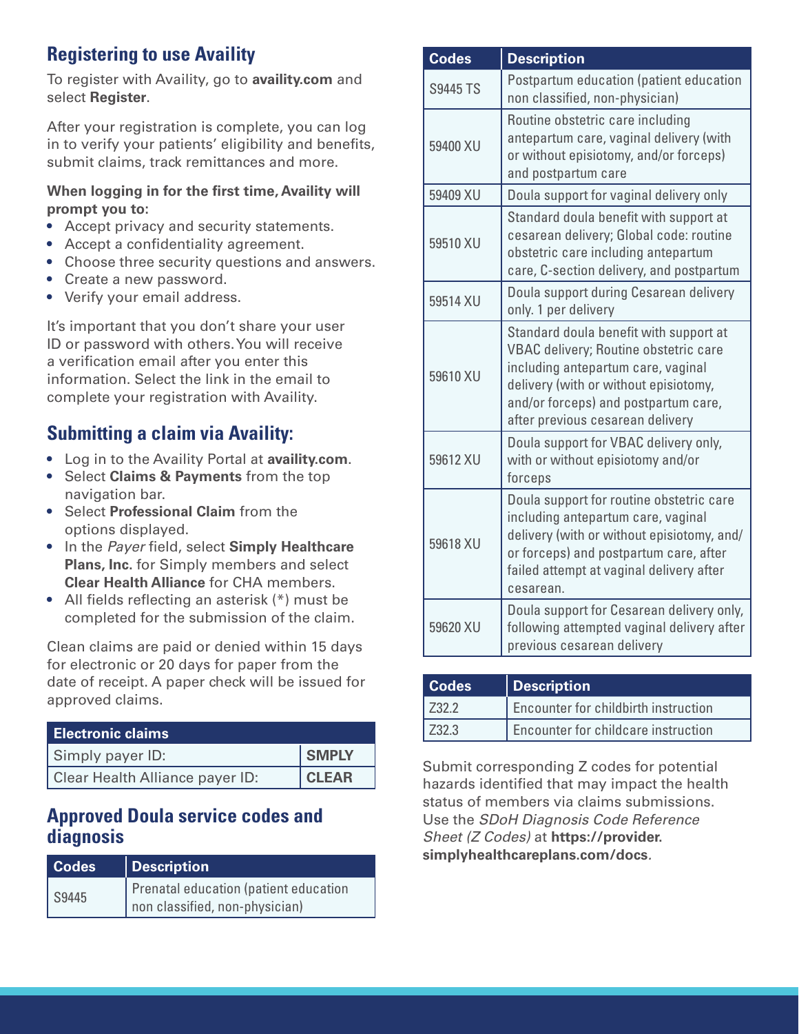## Registering to use Availity

To register with Availity, go to **availity.com** and select **Register**.

After your registration is complete, you can log in to verify your patients' eligibility and benefits, submit claims, track remittances and more.

**When logging in for the first time, Availity will prompt you to:**

- Accept privacy and security statements.
- Accept a confidentiality agreement.
- Choose three security questions and answers.
- Create a new password.
- Verify your email address.

It's important that you don't share your user ID or password with others. You will receive a verification email after you enter this information. Select the link in the email to complete your registration with Availity.

## Submitting a claim via Availity:

- Log in to the Availity Portal at **availity.com**.
- Select **Claims & Payments** from the top navigation bar.
- Select **Professional Claim** from the options displayed.
- In the *Payer* field, select **Simply Healthcare Plans, Inc.** for Simply members and select **Clear Health Alliance** for CHA members.
- All fields reflecting an asterisk (*) must be completed for the submission of the claim.

Clean claims are paid or denied within 15 days for electronic or 20 days for paper from the date of receipt. A paper check will be issued for approved claims.

| Electronic claims | |
|---|---|
| Simply payer ID: | **SMPLY** |
| Clear Health Alliance payer ID: | **CLEAR** |

## Approved Doula service codes and diagnosis

| Codes | Description |
|---|---|
| S9445 | Prenatal education (patient education non classified, non-physician) |
| S9445 TS | Postpartum education (patient education non classified, non-physician) |
| 59400 XU | Routine obstetric care including antepartum care, vaginal delivery (with or without episiotomy, and/or forceps) and postpartum care |
| 59409 XU | Doula support for vaginal delivery only |
| 59510 XU | Standard doula benefit with support at cesarean delivery; Global code: routine obstetric care including antepartum care, C-section delivery, and postpartum |
| 59514 XU | Doula support during Cesarean delivery only. 1 per delivery |
| 59610 XU | Standard doula benefit with support at VBAC delivery; Routine obstetric care including antepartum care, vaginal delivery (with or without episiotomy, and/or forceps) and postpartum care, after previous cesarean delivery |
| 59612 XU | Doula support for VBAC delivery only, with or without episiotomy and/or forceps |
| 59618 XU | Doula support for routine obstetric care including antepartum care, vaginal delivery (with or without episiotomy, and/or forceps) and postpartum care, after failed attempt at vaginal delivery after cesarean. |
| 59620 XU | Doula support for Cesarean delivery only, following attempted vaginal delivery after previous cesarean delivery |

| Codes | Description |
|---|---|
| Z32.2 | Encounter for childbirth instruction |
| Z32.3 | Encounter for childcare instruction |

Submit corresponding Z codes for potential hazards identified that may impact the health status of members via claims submissions. Use the *SDoH Diagnosis Code Reference Sheet (Z Codes)* at **https://provider.simplyhealthcareplans.com/docs**.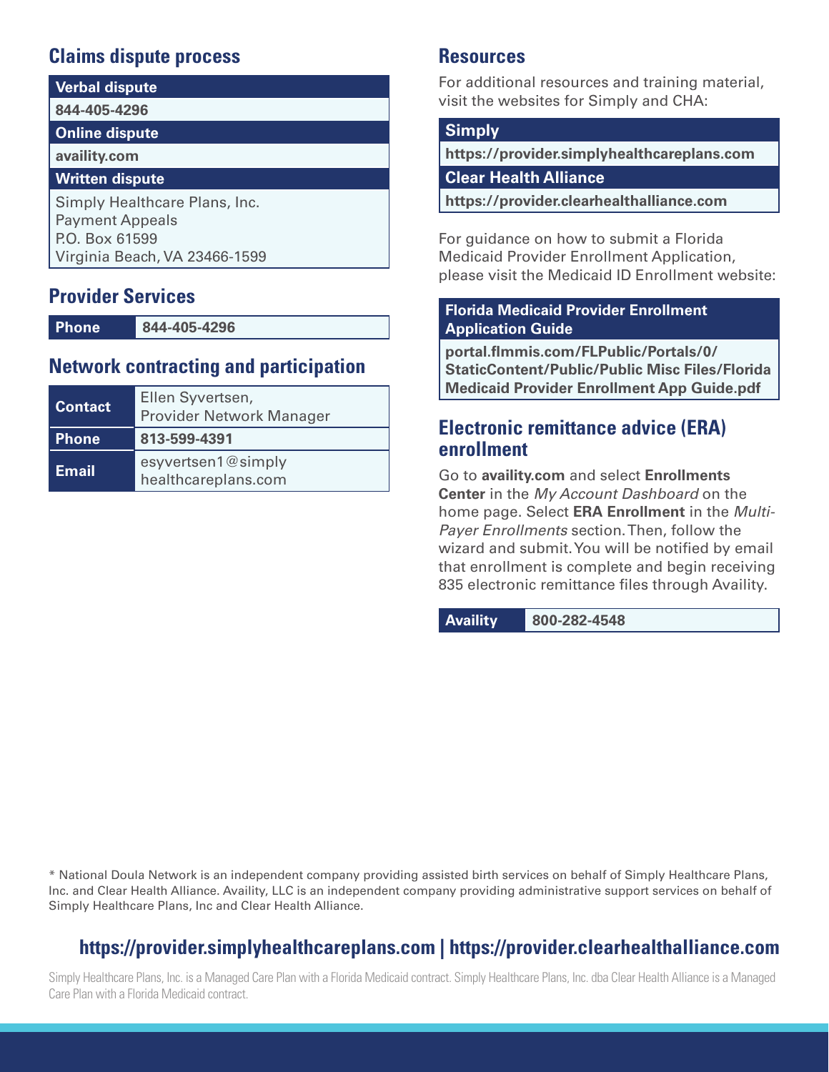## Claims dispute process

| |
|---|
| **Verbal dispute** |
| **844-405-4296** |
| **Online dispute** |
| **availity.com** |
| **Written dispute** |
| Simply Healthcare Plans, Inc.<br>Payment Appeals<br>P.O. Box 61599<br>Virginia Beach, VA 23466-1599 |

## Provider Services

| | |
|---|---|
| **Phone** | **844-405-4296** |

## Network contracting and participation

| | |
|---|---|
| **Contact** | Ellen Syvertsen, Provider Network Manager |
| **Phone** | **813-599-4391** |
| **Email** | esyvertsen1@simplyhealthcareplans.com |

## Resources

For additional resources and training material, visit the websites for Simply and CHA:

| |
|---|
| **Simply** |
| **https://provider.simplyhealthcareplans.com** |
| **Clear Health Alliance** |
| **https://provider.clearhealthalliance.com** |

For guidance on how to submit a Florida Medicaid Provider Enrollment Application, please visit the Medicaid ID Enrollment website:

| |
|---|
| **Florida Medicaid Provider Enrollment Application Guide** |
| **portal.flmmis.com/FLPublic/Portals/0/StaticContent/Public/Public Misc Files/Florida Medicaid Provider Enrollment App Guide.pdf** |

## Electronic remittance advice (ERA) enrollment

Go to **availity.com** and select **Enrollments Center** in the *My Account Dashboard* on the home page. Select **ERA Enrollment** in the *Multi-Payer Enrollments* section. Then, follow the wizard and submit. You will be notified by email that enrollment is complete and begin receiving 835 electronic remittance files through Availity.

| | |
|---|---|
| **Availity** | **800-282-4548** |

* National Doula Network is an independent company providing assisted birth services on behalf of Simply Healthcare Plans, Inc. and Clear Health Alliance. Availity, LLC is an independent company providing administrative support services on behalf of Simply Healthcare Plans, Inc and Clear Health Alliance.

**https://provider.simplyhealthcareplans.com | https://provider.clearhealthalliance.com**

Simply Healthcare Plans, Inc. is a Managed Care Plan with a Florida Medicaid contract. Simply Healthcare Plans, Inc. dba Clear Health Alliance is a Managed Care Plan with a Florida Medicaid contract.